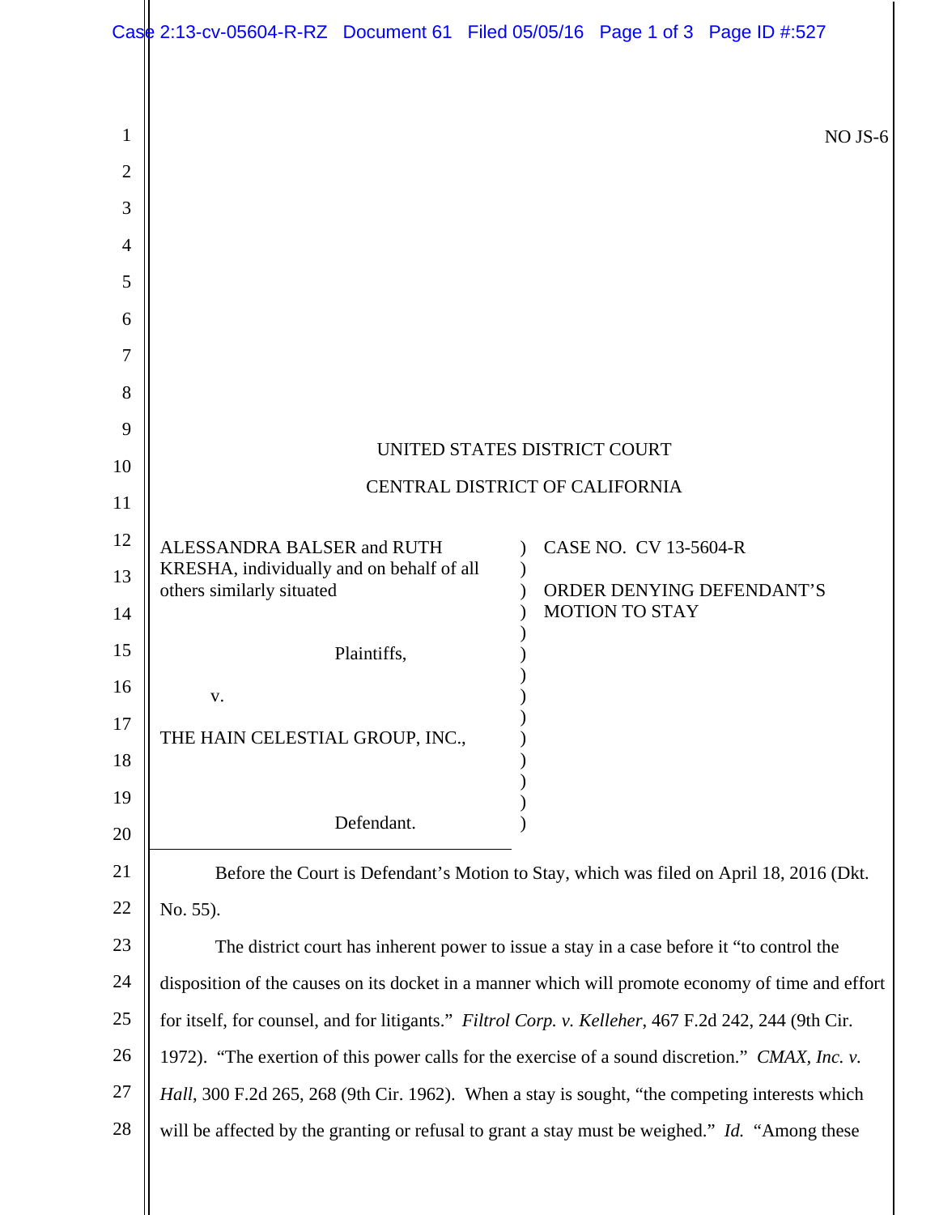NO JS-6

UNITED STATES DISTRICT COURT

CENTRAL DISTRICT OF CALIFORNIA

| | |
|---|---|
| ALESSANDRA BALSER and RUTH KRESHA, individually and on behalf of all others similarly situated<br><br>Plaintiffs,<br><br>v.<br><br>THE HAIN CELESTIAL GROUP, INC.,<br><br>Defendant. | CASE NO. CV 13-5604-R<br><br>ORDER DENYING DEFENDANT'S MOTION TO STAY |

Before the Court is Defendant's Motion to Stay, which was filed on April 18, 2016 (Dkt. No. 55).

The district court has inherent power to issue a stay in a case before it "to control the disposition of the causes on its docket in a manner which will promote economy of time and effort for itself, for counsel, and for litigants." *Filtrol Corp. v. Kelleher*, 467 F.2d 242, 244 (9th Cir. 1972). "The exertion of this power calls for the exercise of a sound discretion." *CMAX, Inc. v. Hall*, 300 F.2d 265, 268 (9th Cir. 1962). When a stay is sought, "the competing interests which will be affected by the granting or refusal to grant a stay must be weighed." *Id.* "Among these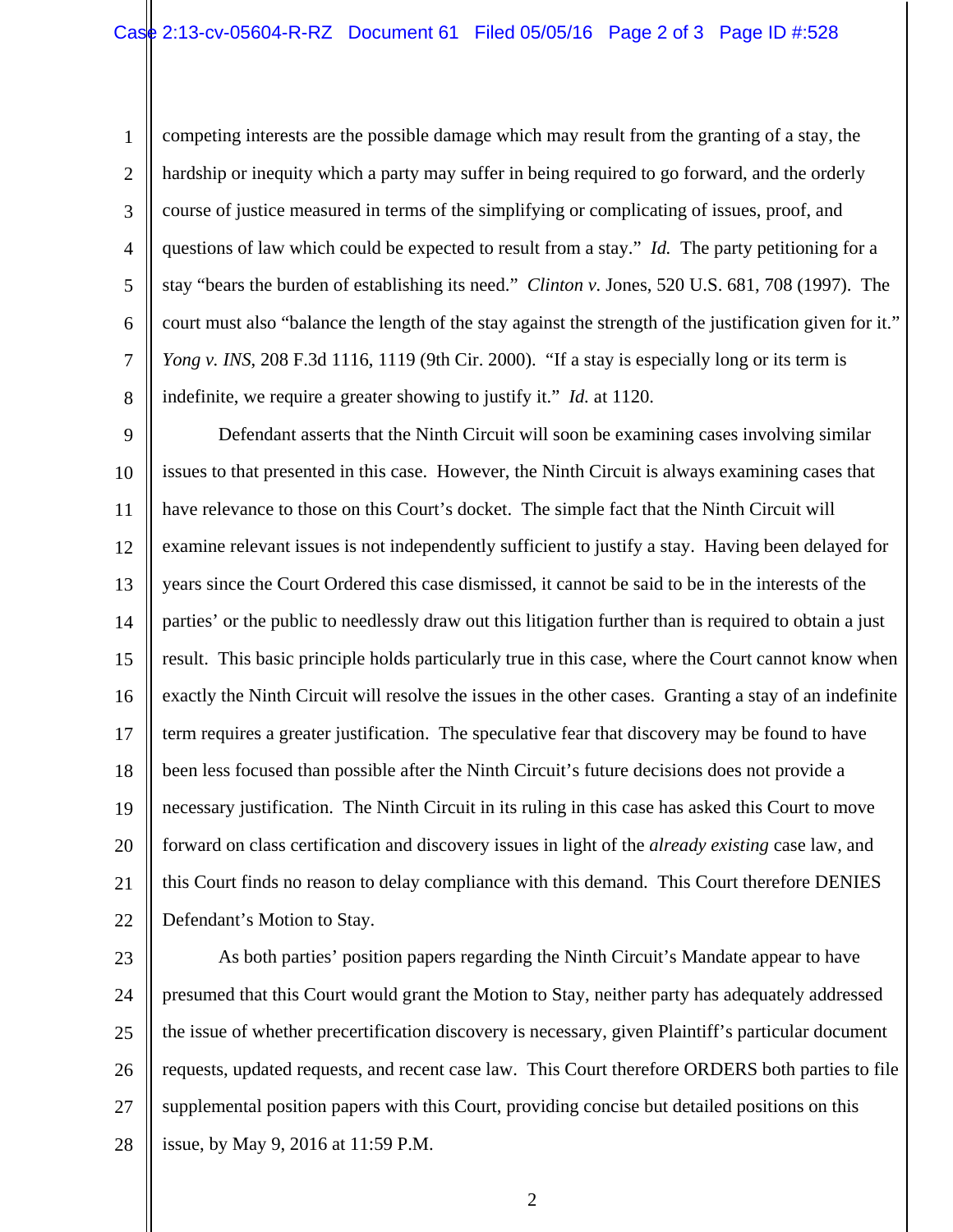competing interests are the possible damage which may result from the granting of a stay, the hardship or inequity which a party may suffer in being required to go forward, and the orderly course of justice measured in terms of the simplifying or complicating of issues, proof, and questions of law which could be expected to result from a stay." *Id.* The party petitioning for a stay "bears the burden of establishing its need." *Clinton v.* Jones, 520 U.S. 681, 708 (1997). The court must also "balance the length of the stay against the strength of the justification given for it." *Yong v. INS*, 208 F.3d 1116, 1119 (9th Cir. 2000). "If a stay is especially long or its term is indefinite, we require a greater showing to justify it." *Id.* at 1120.

Defendant asserts that the Ninth Circuit will soon be examining cases involving similar issues to that presented in this case. However, the Ninth Circuit is always examining cases that have relevance to those on this Court's docket. The simple fact that the Ninth Circuit will examine relevant issues is not independently sufficient to justify a stay. Having been delayed for years since the Court Ordered this case dismissed, it cannot be said to be in the interests of the parties' or the public to needlessly draw out this litigation further than is required to obtain a just result. This basic principle holds particularly true in this case, where the Court cannot know when exactly the Ninth Circuit will resolve the issues in the other cases. Granting a stay of an indefinite term requires a greater justification. The speculative fear that discovery may be found to have been less focused than possible after the Ninth Circuit's future decisions does not provide a necessary justification. The Ninth Circuit in its ruling in this case has asked this Court to move forward on class certification and discovery issues in light of the *already existing* case law, and this Court finds no reason to delay compliance with this demand. This Court therefore DENIES Defendant's Motion to Stay.

As both parties' position papers regarding the Ninth Circuit's Mandate appear to have presumed that this Court would grant the Motion to Stay, neither party has adequately addressed the issue of whether precertification discovery is necessary, given Plaintiff's particular document requests, updated requests, and recent case law. This Court therefore ORDERS both parties to file supplemental position papers with this Court, providing concise but detailed positions on this issue, by May 9, 2016 at 11:59 P.M.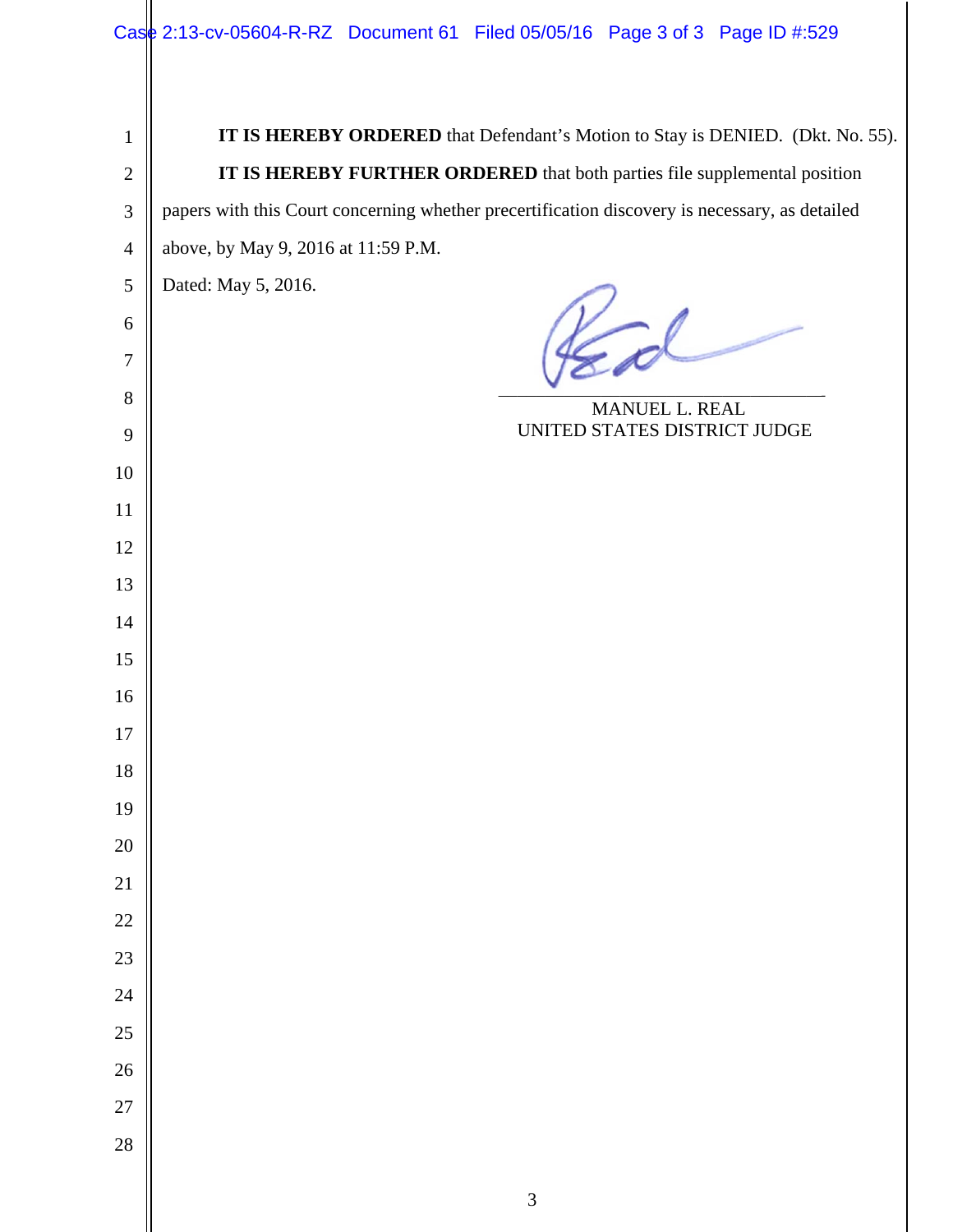**IT IS HEREBY ORDERED** that Defendant's Motion to Stay is DENIED. (Dkt. No. 55).

**IT IS HEREBY FURTHER ORDERED** that both parties file supplemental position papers with this Court concerning whether precertification discovery is necessary, as detailed above, by May 9, 2016 at 11:59 P.M.

Dated: May 5, 2016.

MANUEL L. REAL
UNITED STATES DISTRICT JUDGE